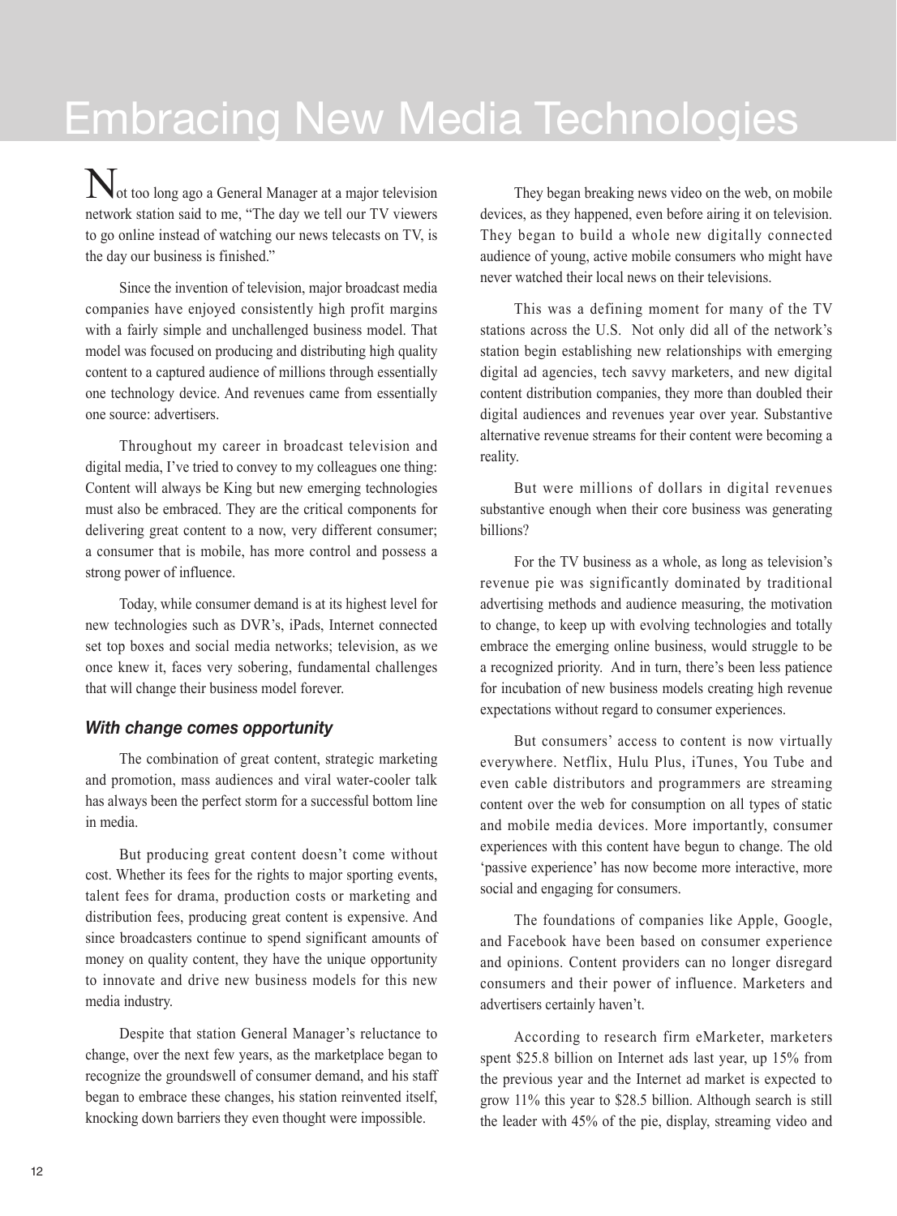# Embracing New Media Technologies

Not too long ago a General Manager at a major television network station said to me, "The day we tell our TV viewers to go online instead of watching our news telecasts on TV, is the day our business is finished."

Since the invention of television, major broadcast media companies have enjoyed consistently high profit margins with a fairly simple and unchallenged business model. That model was focused on producing and distributing high quality content to a captured audience of millions through essentially one technology device. And revenues came from essentially one source: advertisers.

Throughout my career in broadcast television and digital media, I've tried to convey to my colleagues one thing: Content will always be King but new emerging technologies must also be embraced. They are the critical components for delivering great content to a now, very different consumer; a consumer that is mobile, has more control and possess a strong power of influence.

Today, while consumer demand is at its highest level for new technologies such as DVR's, iPads, Internet connected set top boxes and social media networks; television, as we once knew it, faces very sobering, fundamental challenges that will change their business model forever.

### *With change comes opportunity*

The combination of great content, strategic marketing and promotion, mass audiences and viral water-cooler talk has always been the perfect storm for a successful bottom line in media.

But producing great content doesn't come without cost. Whether its fees for the rights to major sporting events, talent fees for drama, production costs or marketing and distribution fees, producing great content is expensive. And since broadcasters continue to spend significant amounts of money on quality content, they have the unique opportunity to innovate and drive new business models for this new media industry.

Despite that station General Manager's reluctance to change, over the next few years, as the marketplace began to recognize the groundswell of consumer demand, and his staff began to embrace these changes, his station reinvented itself, knocking down barriers they even thought were impossible.

They began breaking news video on the web, on mobile devices, as they happened, even before airing it on television. They began to build a whole new digitally connected audience of young, active mobile consumers who might have never watched their local news on their televisions.

This was a defining moment for many of the TV stations across the U.S. Not only did all of the network's station begin establishing new relationships with emerging digital ad agencies, tech savvy marketers, and new digital content distribution companies, they more than doubled their digital audiences and revenues year over year. Substantive alternative revenue streams for their content were becoming a reality.

But were millions of dollars in digital revenues substantive enough when their core business was generating billions?

For the TV business as a whole, as long as television's revenue pie was significantly dominated by traditional advertising methods and audience measuring, the motivation to change, to keep up with evolving technologies and totally embrace the emerging online business, would struggle to be a recognized priority. And in turn, there's been less patience for incubation of new business models creating high revenue expectations without regard to consumer experiences.

But consumers' access to content is now virtually everywhere. Netflix, Hulu Plus, iTunes, You Tube and even cable distributors and programmers are streaming content over the web for consumption on all types of static and mobile media devices. More importantly, consumer experiences with this content have begun to change. The old 'passive experience' has now become more interactive, more social and engaging for consumers.

The foundations of companies like Apple, Google, and Facebook have been based on consumer experience and opinions. Content providers can no longer disregard consumers and their power of influence. Marketers and advertisers certainly haven't.

According to research firm eMarketer, marketers spent $25.8 billion on Internet ads last year, up 15% from the previous year and the Internet ad market is expected to grow 11% this year to $28.5 billion. Although search is still the leader with 45% of the pie, display, streaming video and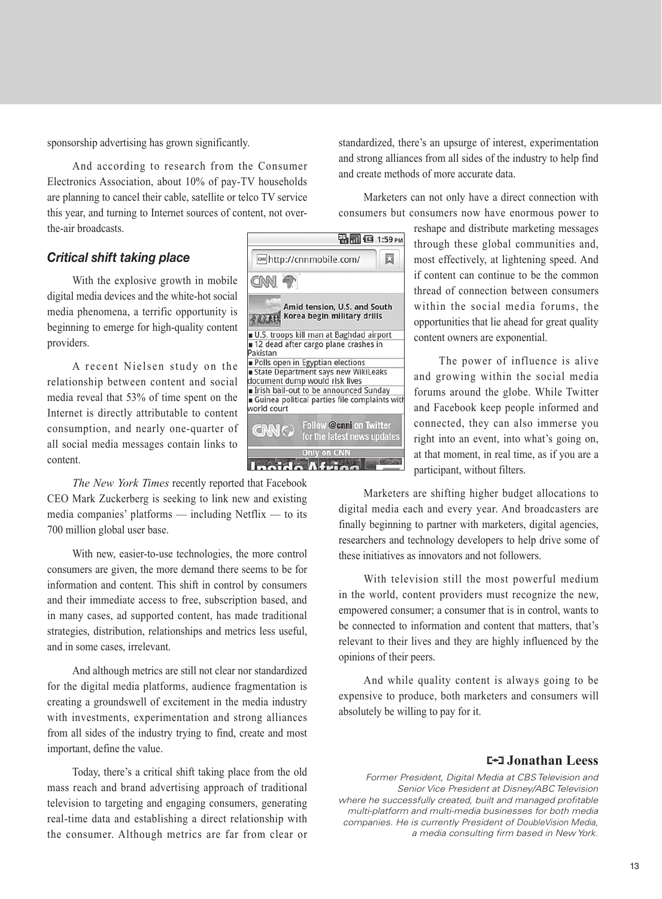sponsorship advertising has grown significantly.

And according to research from the Consumer Electronics Association, about 10% of pay-TV households are planning to cancel their cable, satellite or telco TV service this year, and turning to Internet sources of content, not over-the-air broadcasts.

### *Critical shift taking place*

With the explosive growth in mobile digital media devices and the white-hot social media phenomena, a terrific opportunity is beginning to emerge for high-quality content providers.

A recent Nielsen study on the relationship between content and social media reveal that 53% of time spent on the Internet is directly attributable to content consumption, and nearly one-quarter of all social media messages contain links to content.

*The New York Times* recently reported that Facebook CEO Mark Zuckerberg is seeking to link new and existing media companies' platforms — including Netflix — to its 700 million global user base.

With new, easier-to-use technologies, the more control consumers are given, the more demand there seems to be for information and content. This shift in control by consumers and their immediate access to free, subscription based, and in many cases, ad supported content, has made traditional strategies, distribution, relationships and metrics less useful, and in some cases, irrelevant.

And although metrics are still not clear nor standardized for the digital media platforms, audience fragmentation is creating a groundswell of excitement in the media industry with investments, experimentation and strong alliances from all sides of the industry trying to find, create and most important, define the value.

Today, there's a critical shift taking place from the old mass reach and brand advertising approach of traditional television to targeting and engaging consumers, generating real-time data and establishing a direct relationship with the consumer. Although metrics are far from clear or standardized, there's an upsurge of interest, experimentation and strong alliances from all sides of the industry to help find and create methods of more accurate data.

Marketers can not only have a direct connection with consumers but consumers now have enormous power to reshape and distribute marketing messages through these global communities and, most effectively, at lightening speed. And if content can continue to be the common thread of connection between consumers within the social media forums, the opportunities that lie ahead for great quality content owners are exponential.

The power of influence is alive and growing within the social media forums around the globe. While Twitter and Facebook keep people informed and connected, they can also immerse you right into an event, into what's going on, at that moment, in real time, as if you are a participant, without filters.

Marketers are shifting higher budget allocations to digital media each and every year. And broadcasters are finally beginning to partner with marketers, digital agencies, researchers and technology developers to help drive some of these initiatives as innovators and not followers.

With television still the most powerful medium in the world, content providers must recognize the new, empowered consumer; a consumer that is in control, wants to be connected to information and content that matters, that's relevant to their lives and they are highly influenced by the opinions of their peers.

And while quality content is always going to be expensive to produce, both marketers and consumers will absolutely be willing to pay for it.

**Jonathan Leess**

*Former President, Digital Media at CBS Television and Senior Vice President at Disney/ABC Television where he successfully created, built and managed profitable multi-platform and multi-media businesses for both media companies. He is currently President of DoubleVision Media, a media consulting firm based in New York.*